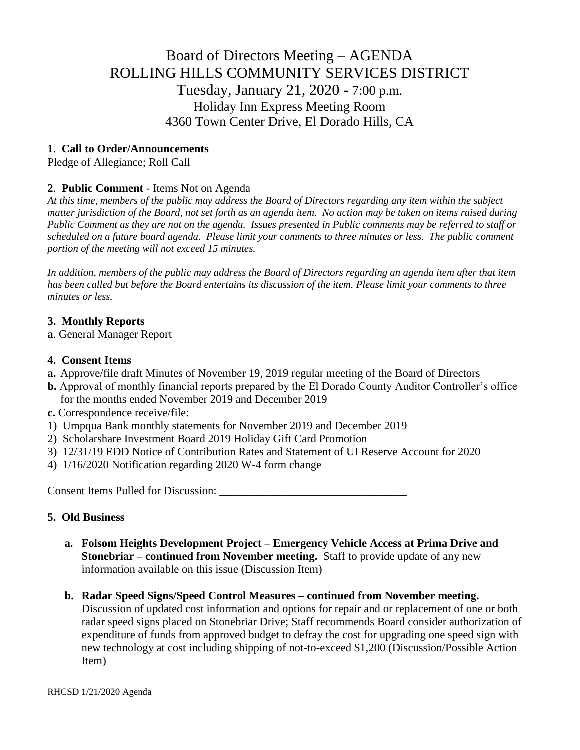# Board of Directors Meeting – AGENDA
# ROLLING HILLS COMMUNITY SERVICES DISTRICT
## Tuesday, January 21, 2020 - 7:00 p.m.
### Holiday Inn Express Meeting Room
### 4360 Town Center Drive, El Dorado Hills, CA

**1**. **Call to Order/Announcements**
Pledge of Allegiance; Roll Call

**2**. **Public Comment** - Items Not on Agenda
*At this time, members of the public may address the Board of Directors regarding any item within the subject matter jurisdiction of the Board, not set forth as an agenda item. No action may be taken on items raised during Public Comment as they are not on the agenda. Issues presented in Public comments may be referred to staff or scheduled on a future board agenda. Please limit your comments to three minutes or less. The public comment portion of the meeting will not exceed 15 minutes.*

*In addition, members of the public may address the Board of Directors regarding an agenda item after that item has been called but before the Board entertains its discussion of the item. Please limit your comments to three minutes or less.*

**3. Monthly Reports**
**a**. General Manager Report

**4. Consent Items**
**a.** Approve/file draft Minutes of November 19, 2019 regular meeting of the Board of Directors
**b.** Approval of monthly financial reports prepared by the El Dorado County Auditor Controller's office for the months ended November 2019 and December 2019
**c.** Correspondence receive/file:
1) Umpqua Bank monthly statements for November 2019 and December 2019
2) Scholarshare Investment Board 2019 Holiday Gift Card Promotion
3) 12/31/19 EDD Notice of Contribution Rates and Statement of UI Reserve Account for 2020
4) 1/16/2020 Notification regarding 2020 W-4 form change

Consent Items Pulled for Discussion: ________________________________

**5. Old Business**

**a. Folsom Heights Development Project – Emergency Vehicle Access at Prima Drive and Stonebriar – continued from November meeting.** Staff to provide update of any new information available on this issue (Discussion Item)

**b. Radar Speed Signs/Speed Control Measures – continued from November meeting.** Discussion of updated cost information and options for repair and or replacement of one or both radar speed signs placed on Stonebriar Drive; Staff recommends Board consider authorization of expenditure of funds from approved budget to defray the cost for upgrading one speed sign with new technology at cost including shipping of not-to-exceed $1,200 (Discussion/Possible Action Item)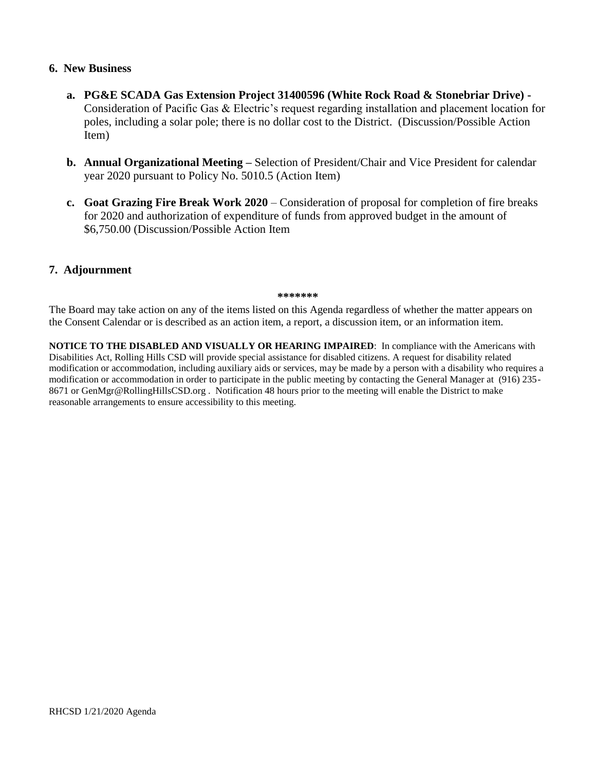## 6. New Business

a. **PG&E SCADA Gas Extension Project 31400596 (White Rock Road & Stonebriar Drive) -** Consideration of Pacific Gas & Electric's request regarding installation and placement location for poles, including a solar pole; there is no dollar cost to the District. (Discussion/Possible Action Item)

b. **Annual Organizational Meeting –** Selection of President/Chair and Vice President for calendar year 2020 pursuant to Policy No. 5010.5 (Action Item)

c. **Goat Grazing Fire Break Work 2020** – Consideration of proposal for completion of fire breaks for 2020 and authorization of expenditure of funds from approved budget in the amount of $6,750.00 (Discussion/Possible Action Item

## 7. Adjournment

**\*\*\*\*\*\*\***

The Board may take action on any of the items listed on this Agenda regardless of whether the matter appears on the Consent Calendar or is described as an action item, a report, a discussion item, or an information item.

**NOTICE TO THE DISABLED AND VISUALLY OR HEARING IMPAIRED**: In compliance with the Americans with Disabilities Act, Rolling Hills CSD will provide special assistance for disabled citizens. A request for disability related modification or accommodation, including auxiliary aids or services, may be made by a person with a disability who requires a modification or accommodation in order to participate in the public meeting by contacting the General Manager at (916) 235-8671 or GenMgr@RollingHillsCSD.org . Notification 48 hours prior to the meeting will enable the District to make reasonable arrangements to ensure accessibility to this meeting.